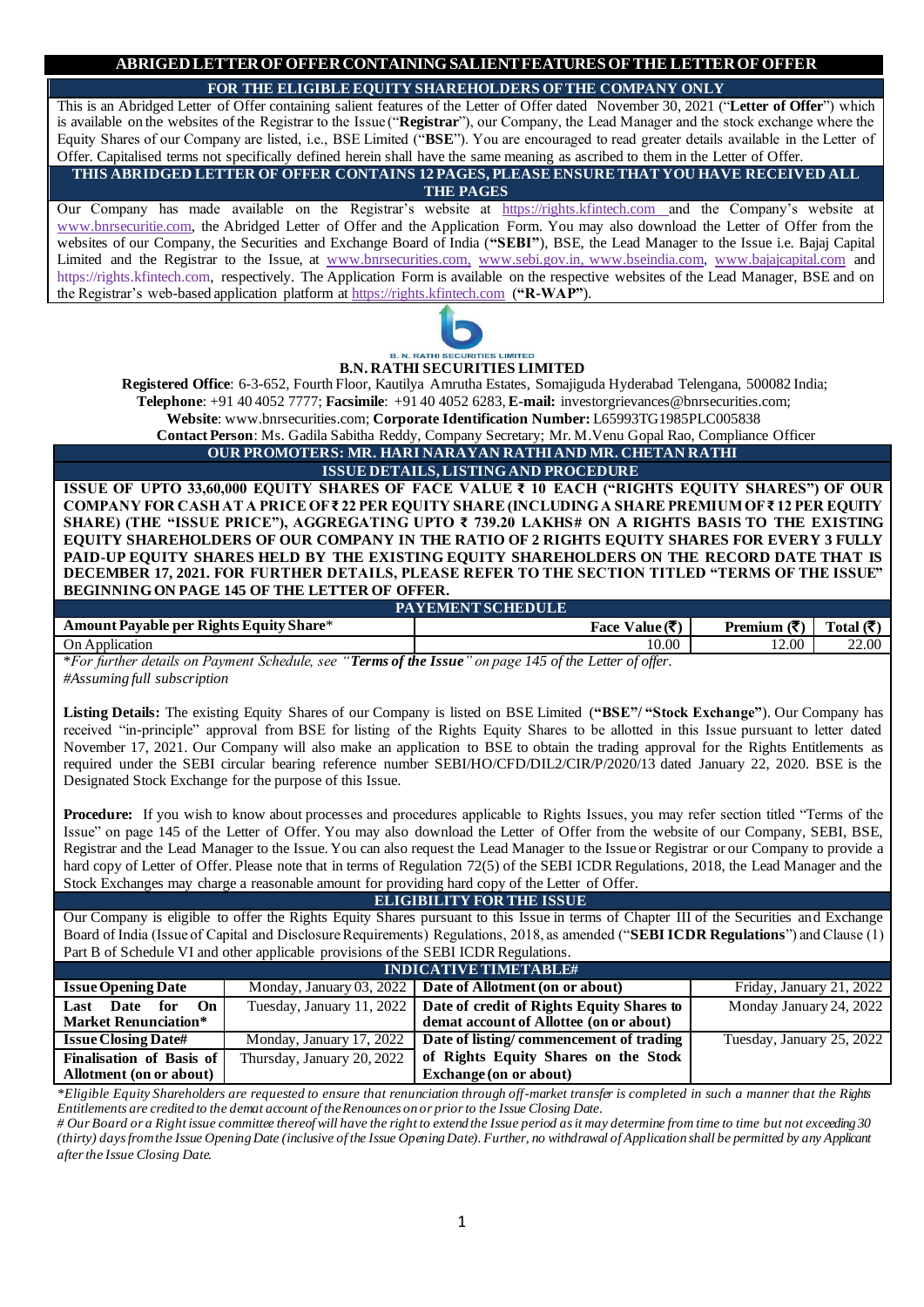# ABRIGED LETTER OF OFFER CONTAINING SALIENT FEATURES OF THE LETTER OF OFFER

**FOR THE ELIGIBLE EQUITY SHAREHOLDERS OF THE COMPANY ONLY**

This is an Abridged Letter of Offer containing salient features of the Letter of Offer dated November 30, 2021 ("**Letter of Offer**") which is available on the websites of the Registrar to the Issue ("**Registrar**"), our Company, the Lead Manager and the stock exchange where the Equity Shares of our Company are listed, i.e., BSE Limited ("**BSE**"). You are encouraged to read greater details available in the Letter of Offer. Capitalised terms not specifically defined herein shall have the same meaning as ascribed to them in the Letter of Offer.

**THIS ABRIDGED LETTER OF OFFER CONTAINS 12 PAGES, PLEASE ENSURE THAT YOU HAVE RECEIVED ALL THE PAGES**

Our Company has made available on the Registrar's website at https://rights.kfintech.com and the Company's website at www.bnrsecuritie.com, the Abridged Letter of Offer and the Application Form. You may also download the Letter of Offer from the websites of our Company, the Securities and Exchange Board of India (**"SEBI"**), BSE, the Lead Manager to the Issue i.e. Bajaj Capital Limited and the Registrar to the Issue, at www.bnrsecurities.com, www.sebi.gov.in, www.bseindia.com, www.bajajcapital.com and https://rights.kfintech.com, respectively. The Application Form is available on the respective websites of the Lead Manager, BSE and on the Registrar's web-based application platform at https://rights.kfintech.com (**"R-WAP"**).

B. N. RATHI SECURITIES LIMITED

## B.N. RATHI SECURITIES LIMITED

**Registered Office**: 6-3-652, Fourth Floor, Kautilya Amrutha Estates, Somajiguda Hyderabad Telengana, 500082 India;
**Telephone**: +91 40 4052 7777; **Facsimile**: +91 40 4052 6283, **E-mail:** investorgrievances@bnrsecurities.com;
**Website**: www.bnrsecurities.com; **Corporate Identification Number:** L65993TG1985PLC005838
**Contact Person**: Ms. Gadila Sabitha Reddy, Company Secretary; Mr. M.Venu Gopal Rao, Compliance Officer

**OUR PROMOTERS: MR. HARI NARAYAN RATHI AND MR. CHETAN RATHI**

## ISSUE DETAILS, LISTING AND PROCEDURE

**ISSUE OF UPTO 33,60,000 EQUITY SHARES OF FACE VALUE ₹ 10 EACH ("RIGHTS EQUITY SHARES") OF OUR COMPANY FOR CASH AT A PRICE OF ₹ 22 PER EQUITY SHARE (INCLUDING A SHARE PREMIUM OF ₹ 12 PER EQUITY SHARE) (THE "ISSUE PRICE"), AGGREGATING UPTO ₹ 739.20 LAKHS# ON A RIGHTS BASIS TO THE EXISTING EQUITY SHAREHOLDERS OF OUR COMPANY IN THE RATIO OF 2 RIGHTS EQUITY SHARES FOR EVERY 3 FULLY PAID-UP EQUITY SHARES HELD BY THE EXISTING EQUITY SHAREHOLDERS ON THE RECORD DATE THAT IS DECEMBER 17, 2021. FOR FURTHER DETAILS, PLEASE REFER TO THE SECTION TITLED "TERMS OF THE ISSUE" BEGINNING ON PAGE 145 OF THE LETTER OF OFFER.**

## PAYEMENT SCHEDULE

| Amount Payable per Rights Equity Share* | Face Value (₹) | Premium (₹) | Total (₹) |
|---|---|---|---|
| On Application | 10.00 | 12.00 | 22.00 |

*\*For further details on Payment Schedule, see "**Terms of the Issue**" on page 145 of the Letter of offer.*
*#Assuming full subscription*

**Listing Details:** The existing Equity Shares of our Company is listed on BSE Limited (**"BSE"/ "Stock Exchange"**). Our Company has received "in-principle" approval from BSE for listing of the Rights Equity Shares to be allotted in this Issue pursuant to letter dated November 17, 2021. Our Company will also make an application to BSE to obtain the trading approval for the Rights Entitlements as required under the SEBI circular bearing reference number SEBI/HO/CFD/DIL2/CIR/P/2020/13 dated January 22, 2020. BSE is the Designated Stock Exchange for the purpose of this Issue.

**Procedure:** If you wish to know about processes and procedures applicable to Rights Issues, you may refer section titled "Terms of the Issue" on page 145 of the Letter of Offer. You may also download the Letter of Offer from the website of our Company, SEBI, BSE, Registrar and the Lead Manager to the Issue. You can also request the Lead Manager to the Issue or Registrar or our Company to provide a hard copy of Letter of Offer. Please note that in terms of Regulation 72(5) of the SEBI ICDR Regulations, 2018, the Lead Manager and the Stock Exchanges may charge a reasonable amount for providing hard copy of the Letter of Offer.

## ELIGIBILITY FOR THE ISSUE

Our Company is eligible to offer the Rights Equity Shares pursuant to this Issue in terms of Chapter III of the Securities and Exchange Board of India (Issue of Capital and Disclosure Requirements) Regulations, 2018, as amended ("**SEBI ICDR Regulations**") and Clause (1) Part B of Schedule VI and other applicable provisions of the SEBI ICDR Regulations.

## INDICATIVE TIMETABLE#

| | | | |
|---|---|---|---|
| **Issue Opening Date** | Monday, January 03, 2022 | **Date of Allotment (on or about)** | Friday, January 21, 2022 |
| **Last Date for On Market Renunciation*** | Tuesday, January 11, 2022 | **Date of credit of Rights Equity Shares to demat account of Allottee (on or about)** | Monday January 24, 2022 |
| **Issue Closing Date#** | Monday, January 17, 2022 | **Date of listing/ commencement of trading of Rights Equity Shares on the Stock Exchange (on or about)** | Tuesday, January 25, 2022 |
| **Finalisation of Basis of Allotment (on or about)** | Thursday, January 20, 2022 | | |

*\*Eligible Equity Shareholders are requested to ensure that renunciation through off-market transfer is completed in such a manner that the Rights Entitlements are credited to the demat account of the Renounces on or prior to the Issue Closing Date.*
*# Our Board or a Right issue committee thereof will have the right to extend the Issue period as it may determine from time to time but not exceeding 30 (thirty) days from the Issue Opening Date (inclusive of the Issue Opening Date). Further, no withdrawal of Application shall be permitted by any Applicant after the Issue Closing Date.*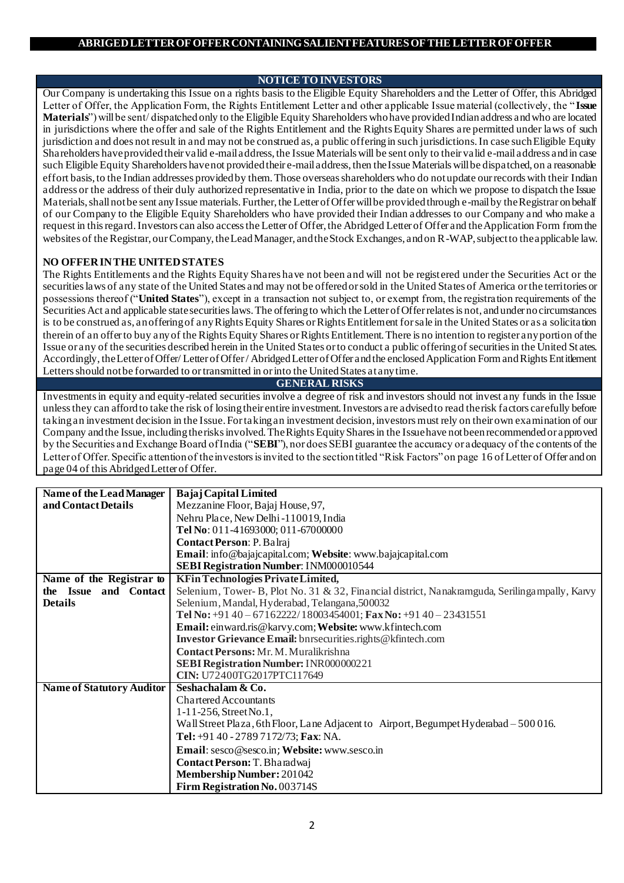## ABRIGED LETTER OF OFFER CONTAINING SALIENT FEATURES OF THE LETTER OF OFFER

### NOTICE TO INVESTORS

Our Company is undertaking this Issue on a rights basis to the Eligible Equity Shareholders and the Letter of Offer, this Abridged Letter of Offer, the Application Form, the Rights Entitlement Letter and other applicable Issue material (collectively, the "**Issue Materials**") will be sent/ dispatched only to the Eligible Equity Shareholders who have provided Indian address and who are located in jurisdictions where the offer and sale of the Rights Entitlement and the Rights Equity Shares are permitted under laws of such jurisdiction and does not result in and may not be construed as, a public offering in such jurisdictions. In case such Eligible Equity Shareholders have provided their valid e-mail address, the Issue Materials will be sent only to their valid e-mail address and in case such Eligible Equity Shareholders have not provided their e-mail address, then the Issue Materials will be dispatched, on a reasonable effort basis, to the Indian addresses provided by them. Those overseas shareholders who do not update our records with their Indian address or the address of their duly authorized representative in India, prior to the date on which we propose to dispatch the Issue Materials, shall not be sent any Issue materials. Further, the Letter of Offer will be provided through e-mail by the Registrar on behalf of our Company to the Eligible Equity Shareholders who have provided their Indian addresses to our Company and who make a request in this regard. Investors can also access the Letter of Offer, the Abridged Letter of Offer and the Application Form from the websites of the Registrar, our Company, the Lead Manager, and the Stock Exchanges, and on R-WAP, subject to the applicable law.

**NO OFFER IN THE UNITED STATES**

The Rights Entitlements and the Rights Equity Shares have not been and will not be registered under the Securities Act or the securities laws of any state of the United States and may not be offered or sold in the United States of America or the territories or possessions thereof ("**United States**"), except in a transaction not subject to, or exempt from, the registration requirements of the Securities Act and applicable state securities laws. The offering to which the Letter of Offer relates is not, and under no circumstances is to be construed as, an offering of any Rights Equity Shares or Rights Entitlement for sale in the United States or as a solicitation therein of an offer to buy any of the Rights Equity Shares or Rights Entitlement. There is no intention to register any portion of the Issue or any of the securities described herein in the United States or to conduct a public offering of securities in the United States. Accordingly, the Letter of Offer/ Letter of Offer / Abridged Letter of Offer and the enclosed Application Form and Rights Entitlement Letters should not be forwarded to or transmitted in or into the United States at any time.

### GENERAL RISKS

Investments in equity and equity-related securities involve a degree of risk and investors should not invest any funds in the Issue unless they can afford to take the risk of losing their entire investment. Investors are advised to read the risk factors carefully before taking an investment decision in the Issue. For taking an investment decision, investors must rely on their own examination of our Company and the Issue, including the risks involved. The Rights Equity Shares in the Issue have not been recommended or approved by the Securities and Exchange Board of India ("**SEBI**"), nor does SEBI guarantee the accuracy or adequacy of the contents of the Letter of Offer. Specific attention of the investors is invited to the section titled "Risk Factors" on page 16 of Letter of Offer and on page 04 of this Abridged Letter of Offer.

| | |
|---|---|
| **Name of the Lead Manager and Contact Details** | **Bajaj Capital Limited**<br>Mezzanine Floor, Bajaj House, 97,<br>Nehru Place, New Delhi -110019, India<br>**Tel No**: 011-41693000; 011-67000000<br>**Contact Person**: P. Balraj<br>**Email**: info@bajajcapital.com; **Website**: www.bajajcapital.com<br>**SEBI Registration Number**: INM000010544 |
| **Name of the Registrar to the Issue and Contact Details** | **KFin Technologies Private Limited,**<br>Selenium, Tower- B, Plot No. 31 & 32, Financial district, Nanakramguda, Serilingampally, Karvy Selenium, Mandal, Hyderabad, Telangana, 500032<br>**Tel No:** +91 40 – 67162222/ 18003454001; **Fax No:** +91 40 – 23431551<br>**Email:** einward.ris@karvy.com; **Website:** www.kfintech.com<br>**Investor Grievance Email:** bnrsecurities.rights@kfintech.com<br>**Contact Persons:** Mr. M. Muralikrishna<br>**SEBI Registration Number:** INR000000221<br>**CIN:** U72400TG2017PTC117649 |
| **Name of Statutory Auditor** | **Seshachalam & Co.**<br>Chartered Accountants<br>1-11-256, Street No.1,<br>Wall Street Plaza, 6th Floor, Lane Adjacent to Airport, Begumpet Hyderabad – 500 016.<br>**Tel:** +91 40 - 2789 7172/73; **Fax**: NA.<br>**Email**: sesco@sesco.in; **Website:** www.sesco.in<br>**Contact Person:** T. Bharadwaj<br>**Membership Number:** 201042<br>**Firm Registration No.** 003714S |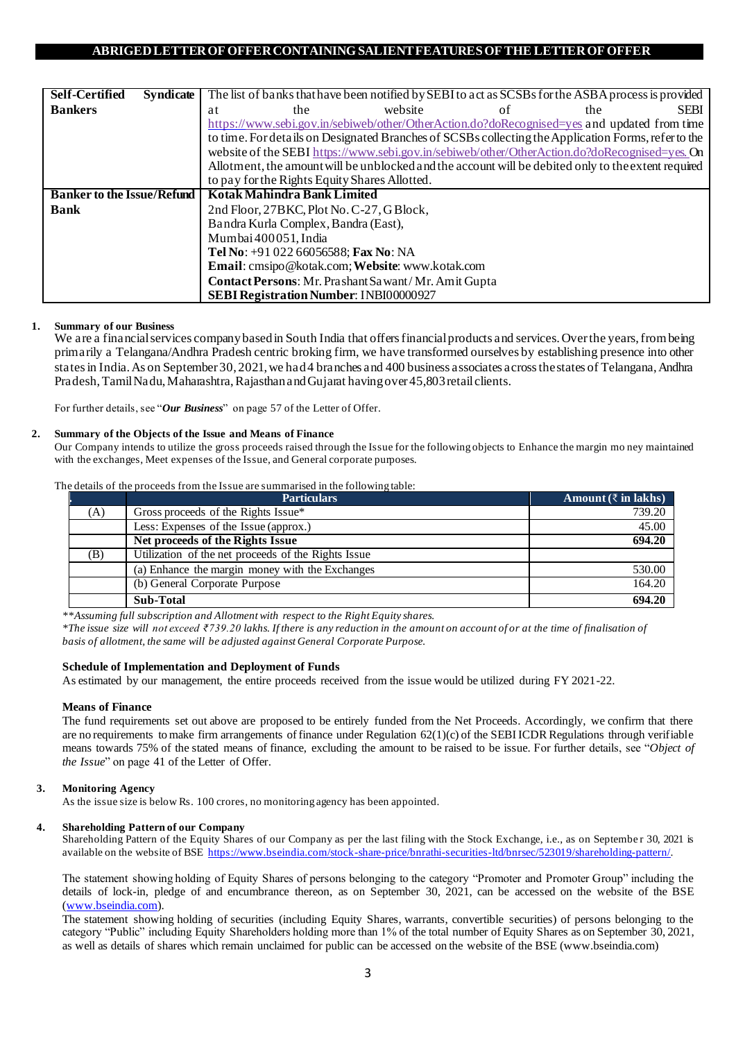# ABRIGED LETTER OF OFFER CONTAINING SALIENT FEATURES OF THE LETTER OF OFFER

| | |
|---|---|
| **Self-Certified Syndicate Bankers** | The list of banks that have been notified by SEBI to act as SCSBs for the ASBA process is provided at the website of the SEBI https://www.sebi.gov.in/sebiweb/other/OtherAction.do?doRecognised=yes and updated from time to time. For details on Designated Branches of SCSBs collecting the Application Forms, refer to the website of the SEBI https://www.sebi.gov.in/sebiweb/other/OtherAction.do?doRecognised=yes. On Allotment, the amount will be unblocked and the account will be debited only to the extent required to pay for the Rights Equity Shares Allotted. |
| **Banker to the Issue/Refund Bank** | **Kotak Mahindra Bank Limited**<br>2nd Floor, 27BKC, Plot No. C-27, G Block,<br>Bandra Kurla Complex, Bandra (East),<br>Mumbai 400051, India<br>**Tel No**: +91 022 66056588; **Fax No**: NA<br>**Email**: cmsipo@kotak.com; **Website**: www.kotak.com<br>**Contact Persons**: Mr. Prashant Sawant / Mr. Amit Gupta<br>**SEBI Registration Number**: INBI00000927 |

**1. Summary of our Business**

We are a financial services company based in South India that offers financial products and services. Over the years, from being primarily a Telangana/Andhra Pradesh centric broking firm, we have transformed ourselves by establishing presence into other states in India. As on September 30, 2021, we had 4 branches and 400 business associates across the states of Telangana, Andhra Pradesh, Tamil Nadu, Maharashtra, Rajasthan and Gujarat having over 45,803 retail clients.

For further details, see "***Our Business***" on page 57 of the Letter of Offer.

**2. Summary of the Objects of the Issue and Means of Finance**

Our Company intends to utilize the gross proceeds raised through the Issue for the following objects to Enhance the margin mo ney maintained with the exchanges, Meet expenses of the Issue, and General corporate purposes.

The details of the proceeds from the Issue are summarised in the following table:

| | Particulars | Amount (₹ in lakhs) |
|---|---|---|
| (A) | Gross proceeds of the Rights Issue* | 739.20 |
| | Less: Expenses of the Issue (approx.) | 45.00 |
| | **Net proceeds of the Rights Issue** | **694.20** |
| (B) | Utilization of the net proceeds of the Rights Issue | |
| | (a) Enhance the margin money with the Exchanges | 530.00 |
| | (b) General Corporate Purpose | 164.20 |
| | **Sub-Total** | **694.20** |

*\*\*Assuming full subscription and Allotment with respect to the Right Equity shares.*

*\*The issue size will not exceed ₹739.20 lakhs. If there is any reduction in the amount on account of or at the time of finalisation of basis of allotment, the same will be adjusted against General Corporate Purpose.*

**Schedule of Implementation and Deployment of Funds**

As estimated by our management, the entire proceeds received from the issue would be utilized during FY 2021-22.

**Means of Finance**

The fund requirements set out above are proposed to be entirely funded from the Net Proceeds. Accordingly, we confirm that there are no requirements to make firm arrangements of finance under Regulation 62(1)(c) of the SEBI ICDR Regulations through verifiable means towards 75% of the stated means of finance, excluding the amount to be raised to be issue. For further details, see "*Object of the Issue*" on page 41 of the Letter of Offer.

**3. Monitoring Agency**

As the issue size is below Rs. 100 crores, no monitoring agency has been appointed.

**4. Shareholding Pattern of our Company**

Shareholding Pattern of the Equity Shares of our Company as per the last filing with the Stock Exchange, i.e., as on September 30, 2021 is available on the website of BSE https://www.bseindia.com/stock-share-price/bnrathi-securities-ltd/bnrsec/523019/shareholding-pattern/.

The statement showing holding of Equity Shares of persons belonging to the category "Promoter and Promoter Group" including the details of lock-in, pledge of and encumbrance thereon, as on September 30, 2021, can be accessed on the website of the BSE (www.bseindia.com).

The statement showing holding of securities (including Equity Shares, warrants, convertible securities) of persons belonging to the category "Public" including Equity Shareholders holding more than 1% of the total number of Equity Shares as on September 30, 2021, as well as details of shares which remain unclaimed for public can be accessed on the website of the BSE (www.bseindia.com)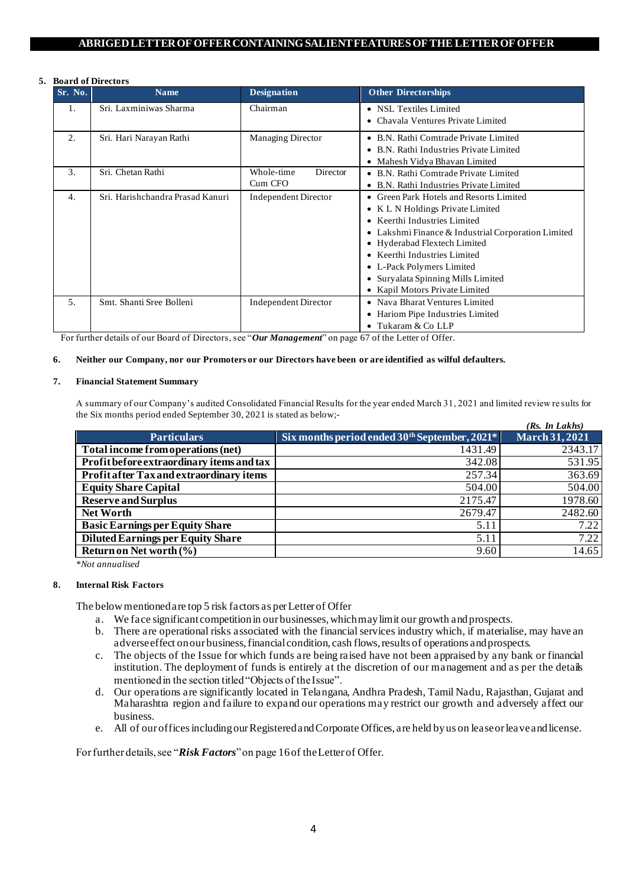**ABRIGED LETTER OF OFFER CONTAINING SALIENT FEATURES OF THE LETTER OF OFFER**

**5. Board of Directors**

| Sr. No. | Name | Designation | Other Directorships |
|---|---|---|---|
| 1. | Sri. Laxminiwas Sharma | Chairman | • NSL Textiles Limited<br>• Chavala Ventures Private Limited |
| 2. | Sri. Hari Narayan Rathi | Managing Director | • B.N. Rathi Comtrade Private Limited<br>• B.N. Rathi Industries Private Limited<br>• Mahesh Vidya Bhavan Limited |
| 3. | Sri. Chetan Rathi | Whole-time Director Cum CFO | • B.N. Rathi Comtrade Private Limited<br>• B.N. Rathi Industries Private Limited |
| 4. | Sri. Harishchandra Prasad Kanuri | Independent Director | • Green Park Hotels and Resorts Limited<br>• K L N Holdings Private Limited<br>• Keerthi Industries Limited<br>• Lakshmi Finance & Industrial Corporation Limited<br>• Hyderabad Flextech Limited<br>• Keerthi Industries Limited<br>• L-Pack Polymers Limited<br>• Suryalata Spinning Mills Limited<br>• Kapil Motors Private Limited |
| 5. | Smt. Shanti Sree Bolleni | Independent Director | • Nava Bharat Ventures Limited<br>• Hariom Pipe Industries Limited<br>• Tukaram & Co LLP |

For further details of our Board of Directors, see "***Our Management***" on page 67 of the Letter of Offer.

**6. Neither our Company, nor our Promoters or our Directors have been or are identified as wilful defaulters.**

**7. Financial Statement Summary**

A summary of our Company's audited Consolidated Financial Results for the year ended March 31, 2021 and limited review results for the Six months period ended September 30, 2021 is stated as below;-

*(Rs. In Lakhs)*

| Particulars | Six months period ended 30th September, 2021* | March 31, 2021 |
|---|---|---|
| **Total income from operations (net)** | 1431.49 | 2343.17 |
| **Profit before extraordinary items and tax** | 342.08 | 531.95 |
| **Profit after Tax and extraordinary items** | 257.34 | 363.69 |
| **Equity Share Capital** | 504.00 | 504.00 |
| **Reserve and Surplus** | 2175.47 | 1978.60 |
| **Net Worth** | 2679.47 | 2482.60 |
| **Basic Earnings per Equity Share** | 5.11 | 7.22 |
| **Diluted Earnings per Equity Share** | 5.11 | 7.22 |
| **Return on Net worth (%)** | 9.60 | 14.65 |

*\*Not annualised*

**8. Internal Risk Factors**

The below mentioned are top 5 risk factors as per Letter of Offer

a. We face significant competition in our businesses, which may limit our growth and prospects.
b. There are operational risks associated with the financial services industry which, if materialise, may have an adverse effect on our business, financial condition, cash flows, results of operations and prospects.
c. The objects of the Issue for which funds are being raised have not been appraised by any bank or financial institution. The deployment of funds is entirely at the discretion of our management and as per the details mentioned in the section titled "Objects of the Issue".
d. Our operations are significantly located in Telangana, Andhra Pradesh, Tamil Nadu, Rajasthan, Gujarat and Maharashtra region and failure to expand our operations may restrict our growth and adversely affect our business.
e. All of our offices including our Registered and Corporate Offices, are held by us on lease or leave and license.

For further details, see "***Risk Factors***" on page 16 of the Letter of Offer.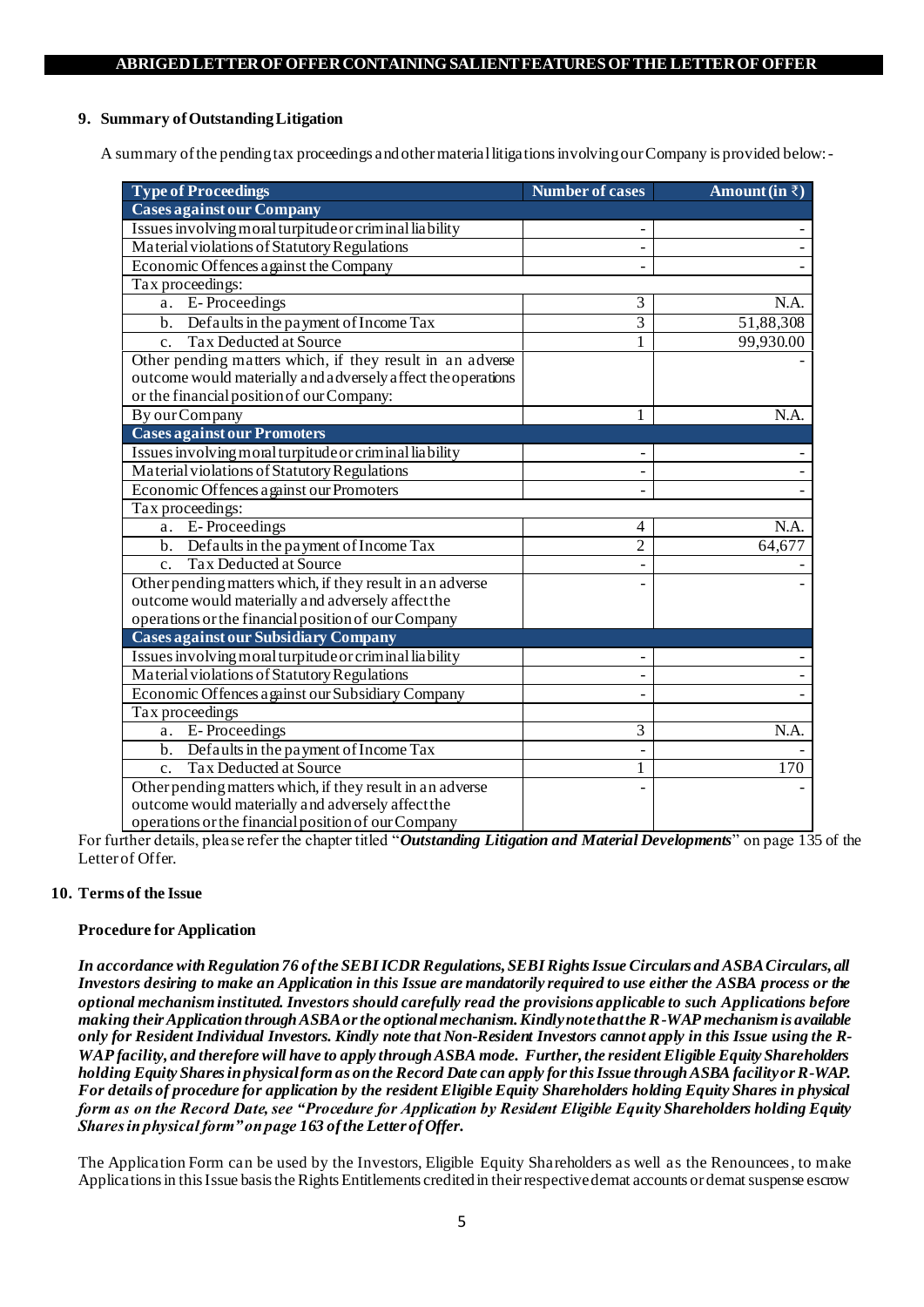## 9. Summary of Outstanding Litigation

A summary of the pending tax proceedings and other material litigations involving our Company is provided below:-

| Type of Proceedings | Number of cases | Amount (in ₹) |
|---|---|---|
| **Cases against our Company** | | |
| Issues involving moral turpitude or criminal liability | - | - |
| Material violations of Statutory Regulations | - | - |
| Economic Offences against the Company | - | - |
| Tax proceedings: | | |
| a. E- Proceedings | 3 | N.A. |
| b. Defaults in the payment of Income Tax | 3 | 51,88,308 |
| c. Tax Deducted at Source | 1 | 99,930.00 |
| Other pending matters which, if they result in an adverse outcome would materially and adversely affect the operations or the financial position of our Company: | | - |
| By our Company | 1 | N.A. |
| **Cases against our Promoters** | | |
| Issues involving moral turpitude or criminal liability | - | - |
| Material violations of Statutory Regulations | - | - |
| Economic Offences against our Promoters | - | - |
| Tax proceedings: | | |
| a. E- Proceedings | 4 | N.A. |
| b. Defaults in the payment of Income Tax | 2 | 64,677 |
| c. Tax Deducted at Source | - | - |
| Other pending matters which, if they result in an adverse outcome would materially and adversely affect the operations or the financial position of our Company | - | - |
| **Cases against our Subsidiary Company** | | |
| Issues involving moral turpitude or criminal liability | - | - |
| Material violations of Statutory Regulations | - | - |
| Economic Offences against our Subsidiary Company | - | - |
| Tax proceedings | | |
| a. E- Proceedings | 3 | N.A. |
| b. Defaults in the payment of Income Tax | - | - |
| c. Tax Deducted at Source | 1 | 170 |
| Other pending matters which, if they result in an adverse outcome would materially and adversely affect the operations or the financial position of our Company | - | - |

For further details, please refer the chapter titled "***Outstanding Litigation and Material Developments***" on page 135 of the Letter of Offer.

## 10. Terms of the Issue

**Procedure for Application**

***In accordance with Regulation 76 of the SEBI ICDR Regulations, SEBI Rights Issue Circulars and ASBA Circulars, all Investors desiring to make an Application in this Issue are mandatorily required to use either the ASBA process or the optional mechanism instituted. Investors should carefully read the provisions applicable to such Applications before making their Application through ASBA or the optional mechanism. Kindly note that the R-WAP mechanism is available only for Resident Individual Investors. Kindly note that Non-Resident Investors cannot apply in this Issue using the R-WAP facility, and therefore will have to apply through ASBA mode. Further, the resident Eligible Equity Shareholders holding Equity Shares in physical form as on the Record Date can apply for this Issue through ASBA facility or R-WAP. For details of procedure for application by the resident Eligible Equity Shareholders holding Equity Shares in physical form as on the Record Date, see "Procedure for Application by Resident Eligible Equity Shareholders holding Equity Shares in physical form" on page 163 of the Letter of Offer.***

The Application Form can be used by the Investors, Eligible Equity Shareholders as well as the Renouncees, to make Applications in this Issue basis the Rights Entitlements credited in their respective demat accounts or demat suspense escrow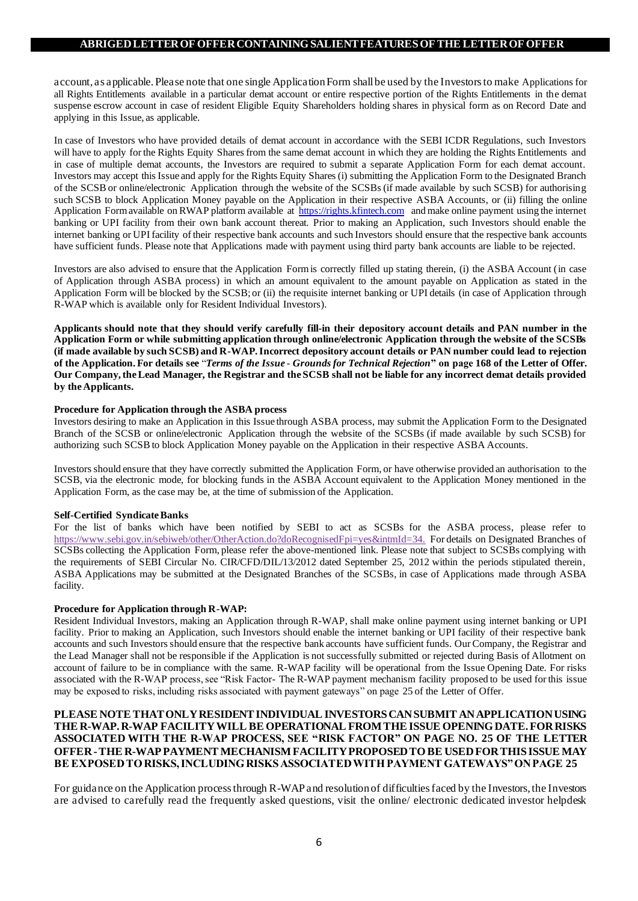account, as applicable. Please note that one single Application Form shall be used by the Investors to make Applications for all Rights Entitlements available in a particular demat account or entire respective portion of the Rights Entitlements in the demat suspense escrow account in case of resident Eligible Equity Shareholders holding shares in physical form as on Record Date and applying in this Issue, as applicable.

In case of Investors who have provided details of demat account in accordance with the SEBI ICDR Regulations, such Investors will have to apply for the Rights Equity Shares from the same demat account in which they are holding the Rights Entitlements and in case of multiple demat accounts, the Investors are required to submit a separate Application Form for each demat account. Investors may accept this Issue and apply for the Rights Equity Shares (i) submitting the Application Form to the Designated Branch of the SCSB or online/electronic Application through the website of the SCSBs (if made available by such SCSB) for authorising such SCSB to block Application Money payable on the Application in their respective ASBA Accounts, or (ii) filling the online Application Form available on RWAP platform available at https://rights.kfintech.com and make online payment using the internet banking or UPI facility from their own bank account thereat. Prior to making an Application, such Investors should enable the internet banking or UPI facility of their respective bank accounts and such Investors should ensure that the respective bank accounts have sufficient funds. Please note that Applications made with payment using third party bank accounts are liable to be rejected.

Investors are also advised to ensure that the Application Form is correctly filled up stating therein, (i) the ASBA Account (in case of Application through ASBA process) in which an amount equivalent to the amount payable on Application as stated in the Application Form will be blocked by the SCSB; or (ii) the requisite internet banking or UPI details (in case of Application through R-WAP which is available only for Resident Individual Investors).

**Applicants should note that they should verify carefully fill-in their depository account details and PAN number in the Application Form or while submitting application through online/electronic Application through the website of the SCSBs (if made available by such SCSB) and R-WAP. Incorrect depository account details or PAN number could lead to rejection of the Application. For details see "*Terms of the Issue - Grounds for Technical Rejection*" on page 168 of the Letter of Offer. Our Company, the Lead Manager, the Registrar and the SCSB shall not be liable for any incorrect demat details provided by the Applicants.**

**Procedure for Application through the ASBA process**

Investors desiring to make an Application in this Issue through ASBA process, may submit the Application Form to the Designated Branch of the SCSB or online/electronic Application through the website of the SCSBs (if made available by such SCSB) for authorizing such SCSB to block Application Money payable on the Application in their respective ASBA Accounts.

Investors should ensure that they have correctly submitted the Application Form, or have otherwise provided an authorisation to the SCSB, via the electronic mode, for blocking funds in the ASBA Account equivalent to the Application Money mentioned in the Application Form, as the case may be, at the time of submission of the Application.

**Self-Certified Syndicate Banks**

For the list of banks which have been notified by SEBI to act as SCSBs for the ASBA process, please refer to https://www.sebi.gov.in/sebiweb/other/OtherAction.do?doRecognisedFpi=yes&intmId=34. For details on Designated Branches of SCSBs collecting the Application Form, please refer the above-mentioned link. Please note that subject to SCSBs complying with the requirements of SEBI Circular No. CIR/CFD/DIL/13/2012 dated September 25, 2012 within the periods stipulated therein, ASBA Applications may be submitted at the Designated Branches of the SCSBs, in case of Applications made through ASBA facility.

**Procedure for Application through R-WAP:**

Resident Individual Investors, making an Application through R-WAP, shall make online payment using internet banking or UPI facility. Prior to making an Application, such Investors should enable the internet banking or UPI facility of their respective bank accounts and such Investors should ensure that the respective bank accounts have sufficient funds. Our Company, the Registrar and the Lead Manager shall not be responsible if the Application is not successfully submitted or rejected during Basis of Allotment on account of failure to be in compliance with the same. R-WAP facility will be operational from the Issue Opening Date. For risks associated with the R-WAP process, see "Risk Factor- The R-WAP payment mechanism facility proposed to be used for this issue may be exposed to risks, including risks associated with payment gateways" on page 25 of the Letter of Offer.

**PLEASE NOTE THAT ONLY RESIDENT INDIVIDUAL INVESTORS CAN SUBMIT AN APPLICATION USING THE R-WAP. R-WAP FACILITY WILL BE OPERATIONAL FROM THE ISSUE OPENING DATE. FOR RISKS ASSOCIATED WITH THE R-WAP PROCESS, SEE "RISK FACTOR" ON PAGE NO. 25 OF THE LETTER OFFER - THE R-WAP PAYMENT MECHANISM FACILITY PROPOSED TO BE USED FOR THIS ISSUE MAY BE EXPOSED TO RISKS, INCLUDING RISKS ASSOCIATED WITH PAYMENT GATEWAYS" ON PAGE 25**

For guidance on the Application process through R-WAP and resolution of difficulties faced by the Investors, the Investors are advised to carefully read the frequently asked questions, visit the online/ electronic dedicated investor helpdesk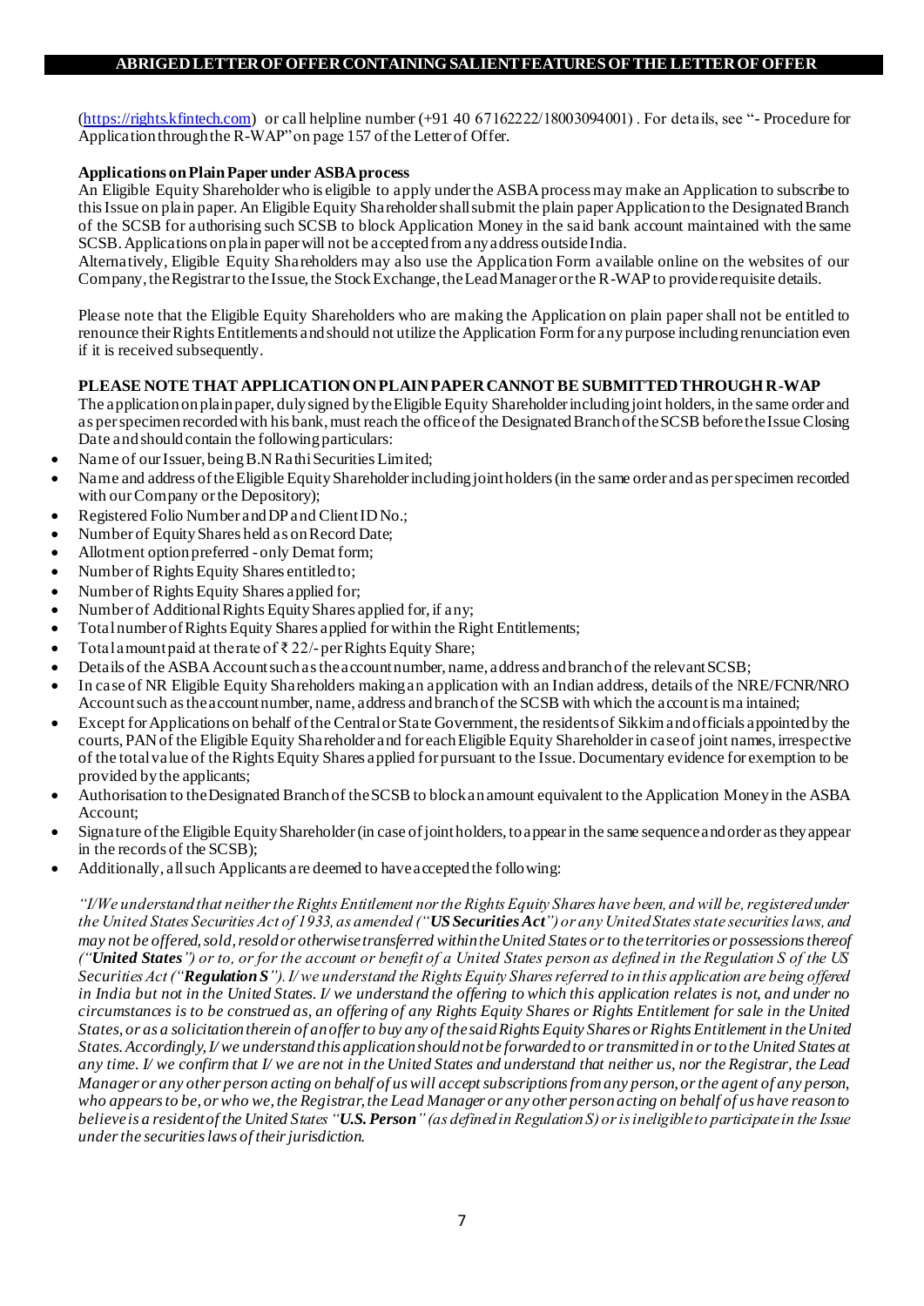(https://rights.kfintech.com) or call helpline number (+91 40 67162222/18003094001) . For details, see "- Procedure for Application through the R-WAP" on page 157 of the Letter of Offer.

**Applications on Plain Paper under ASBA process**

An Eligible Equity Shareholder who is eligible to apply under the ASBA process may make an Application to subscribe to this Issue on plain paper. An Eligible Equity Shareholder shall submit the plain paper Application to the Designated Branch of the SCSB for authorising such SCSB to block Application Money in the said bank account maintained with the same SCSB. Applications on plain paper will not be accepted from any address outside India.

Alternatively, Eligible Equity Shareholders may also use the Application Form available online on the websites of our Company, the Registrar to the Issue, the Stock Exchange, the Lead Manager or the R-WAP to provide requisite details.

Please note that the Eligible Equity Shareholders who are making the Application on plain paper shall not be entitled to renounce their Rights Entitlements and should not utilize the Application Form for any purpose including renunciation even if it is received subsequently.

**PLEASE NOTE THAT APPLICATION ON PLAIN PAPER CANNOT BE SUBMITTED THROUGH R-WAP**

The application on plain paper, duly signed by the Eligible Equity Shareholder including joint holders, in the same order and as per specimen recorded with his bank, must reach the office of the Designated Branch of the SCSB before the Issue Closing Date and should contain the following particulars:

- Name of our Issuer, being B.N Rathi Securities Limited;
- Name and address of the Eligible Equity Shareholder including joint holders (in the same order and as per specimen recorded with our Company or the Depository);
- Registered Folio Number and DP and Client ID No.;
- Number of Equity Shares held as on Record Date;
- Allotment option preferred - only Demat form;
- Number of Rights Equity Shares entitled to;
- Number of Rights Equity Shares applied for;
- Number of Additional Rights Equity Shares applied for, if any;
- Total number of Rights Equity Shares applied for within the Right Entitlements;
- Total amount paid at the rate of ₹ 22/- per Rights Equity Share;
- Details of the ASBA Account such as the account number, name, address and branch of the relevant SCSB;
- In case of NR Eligible Equity Shareholders making an application with an Indian address, details of the NRE/FCNR/NRO Account such as the account number, name, address and branch of the SCSB with which the account is maintained;
- Except for Applications on behalf of the Central or State Government, the residents of Sikkim and officials appointed by the courts, PAN of the Eligible Equity Shareholder and for each Eligible Equity Shareholder in case of joint names, irrespective of the total value of the Rights Equity Shares applied for pursuant to the Issue. Documentary evidence for exemption to be provided by the applicants;
- Authorisation to the Designated Branch of the SCSB to block an amount equivalent to the Application Money in the ASBA Account;
- Signature of the Eligible Equity Shareholder (in case of joint holders, to appear in the same sequence and order as they appear in the records of the SCSB);
- Additionally, all such Applicants are deemed to have accepted the following:

*"I/We understand that neither the Rights Entitlement nor the Rights Equity Shares have been, and will be, registered under the United States Securities Act of 1933, as amended ("**US Securities Act**") or any United States state securities laws, and may not be offered, sold, resold or otherwise transferred within the United States or to the territories or possessions thereof ("**United States**") or to, or for the account or benefit of a United States person as defined in the Regulation S of the US Securities Act ("**Regulation S**"). I/ we understand the Rights Equity Shares referred to in this application are being offered in India but not in the United States. I/ we understand the offering to which this application relates is not, and under no circumstances is to be construed as, an offering of any Rights Equity Shares or Rights Entitlement for sale in the United States, or as a solicitation therein of an offer to buy any of the said Rights Equity Shares or Rights Entitlement in the United States. Accordingly, I/ we understand this application should not be forwarded to or transmitted in or to the United States at any time. I/ we confirm that I/ we are not in the United States and understand that neither us, nor the Registrar, the Lead Manager or any other person acting on behalf of us will accept subscriptions from any person, or the agent of any person, who appears to be, or who we, the Registrar, the Lead Manager or any other person acting on behalf of us have reason to believe is a resident of the United States "**U.S. Person**" (as defined in Regulation S) or is ineligible to participate in the Issue under the securities laws of their jurisdiction.*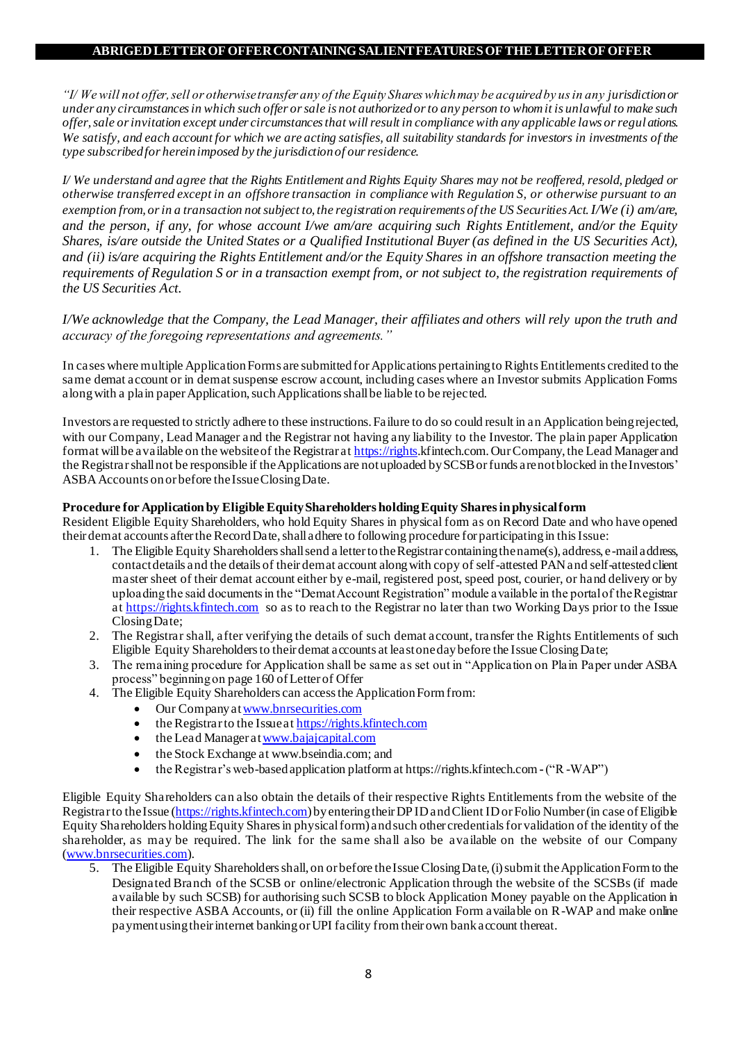**ABRIGED LETTER OF OFFER CONTAINING SALIENT FEATURES OF THE LETTER OF OFFER**

*"I/ We will not offer, sell or otherwise transfer any of the Equity Shares which may be acquired by us in any jurisdiction or under any circumstances in which such offer or sale is not authorized or to any person to whom it is unlawful to make such offer, sale or invitation except under circumstances that will result in compliance with any applicable laws or regulations. We satisfy, and each account for which we are acting satisfies, all suitability standards for investors in investments of the type subscribed for herein imposed by the jurisdiction of our residence.*

*I/ We understand and agree that the Rights Entitlement and Rights Equity Shares may not be reoffered, resold, pledged or otherwise transferred except in an offshore transaction in compliance with Regulation S, or otherwise pursuant to an exemption from, or in a transaction not subject to, the registration requirements of the US Securities Act. I/We (i) am/are, and the person, if any, for whose account I/we am/are acquiring such Rights Entitlement, and/or the Equity Shares, is/are outside the United States or a Qualified Institutional Buyer (as defined in the US Securities Act), and (ii) is/are acquiring the Rights Entitlement and/or the Equity Shares in an offshore transaction meeting the requirements of Regulation S or in a transaction exempt from, or not subject to, the registration requirements of the US Securities Act.*

*I/We acknowledge that the Company, the Lead Manager, their affiliates and others will rely upon the truth and accuracy of the foregoing representations and agreements."*

In cases where multiple Application Forms are submitted for Applications pertaining to Rights Entitlements credited to the same demat account or in demat suspense escrow account, including cases where an Investor submits Application Forms along with a plain paper Application, such Applications shall be liable to be rejected.

Investors are requested to strictly adhere to these instructions. Failure to do so could result in an Application being rejected, with our Company, Lead Manager and the Registrar not having any liability to the Investor. The plain paper Application format will be available on the website of the Registrar at https://rights.kfintech.com. Our Company, the Lead Manager and the Registrar shall not be responsible if the Applications are not uploaded by SCSB or funds are not blocked in the Investors' ASBA Accounts on or before the Issue Closing Date.

**Procedure for Application by Eligible Equity Shareholders holding Equity Shares in physical form**

Resident Eligible Equity Shareholders, who hold Equity Shares in physical form as on Record Date and who have opened their demat accounts after the Record Date, shall adhere to following procedure for participating in this Issue:

1. The Eligible Equity Shareholders shall send a letter to the Registrar containing the name(s), address, e-mail address, contact details and the details of their demat account along with copy of self-attested PAN and self-attested client master sheet of their demat account either by e-mail, registered post, speed post, courier, or hand delivery or by uploading the said documents in the "Demat Account Registration" module available in the portal of the Registrar at https://rights.kfintech.com so as to reach to the Registrar no later than two Working Days prior to the Issue Closing Date;
2. The Registrar shall, after verifying the details of such demat account, transfer the Rights Entitlements of such Eligible Equity Shareholders to their demat accounts at least one day before the Issue Closing Date;
3. The remaining procedure for Application shall be same as set out in "Application on Plain Paper under ASBA process" beginning on page 160 of Letter of Offer
4. The Eligible Equity Shareholders can access the Application Form from:
   - Our Company at www.bnrsecurities.com
   - the Registrar to the Issue at https://rights.kfintech.com
   - the Lead Manager at www.bajajcapital.com
   - the Stock Exchange at www.bseindia.com; and
   - the Registrar's web-based application platform at https://rights.kfintech.com - ("R-WAP")

Eligible Equity Shareholders can also obtain the details of their respective Rights Entitlements from the website of the Registrar to the Issue (https://rights.kfintech.com) by entering their DP ID and Client ID or Folio Number (in case of Eligible Equity Shareholders holding Equity Shares in physical form) and such other credentials for validation of the identity of the shareholder, as may be required. The link for the same shall also be available on the website of our Company (www.bnrsecurities.com).

5. The Eligible Equity Shareholders shall, on or before the Issue Closing Date, (i) submit the Application Form to the Designated Branch of the SCSB or online/electronic Application through the website of the SCSBs (if made available by such SCSB) for authorising such SCSB to block Application Money payable on the Application in their respective ASBA Accounts, or (ii) fill the online Application Form available on R-WAP and make online payment using their internet banking or UPI facility from their own bank account thereat.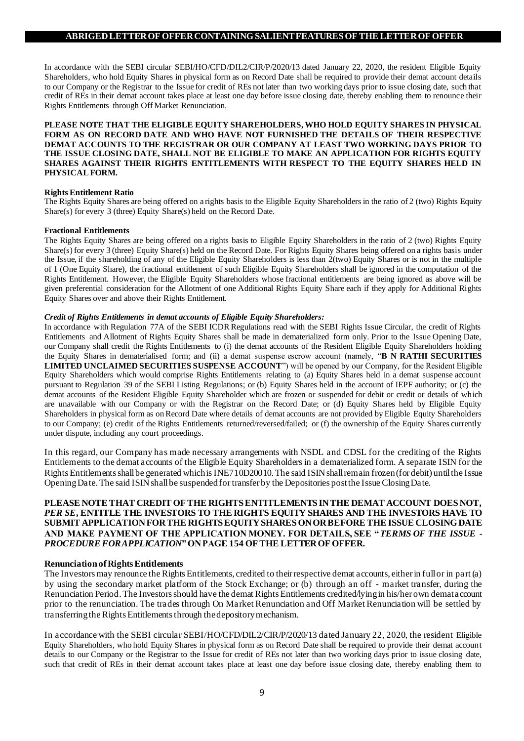**ABRIGED LETTER OF OFFER CONTAINING SALIENT FEATURES OF THE LETTER OF OFFER**

In accordance with the SEBI circular SEBI/HO/CFD/DIL2/CIR/P/2020/13 dated January 22, 2020, the resident Eligible Equity Shareholders, who hold Equity Shares in physical form as on Record Date shall be required to provide their demat account details to our Company or the Registrar to the Issue for credit of REs not later than two working days prior to issue closing date, such that credit of REs in their demat account takes place at least one day before issue closing date, thereby enabling them to renounce their Rights Entitlements through Off Market Renunciation.

**PLEASE NOTE THAT THE ELIGIBLE EQUITY SHAREHOLDERS, WHO HOLD EQUITY SHARES IN PHYSICAL FORM AS ON RECORD DATE AND WHO HAVE NOT FURNISHED THE DETAILS OF THEIR RESPECTIVE DEMAT ACCOUNTS TO THE REGISTRAR OR OUR COMPANY AT LEAST TWO WORKING DAYS PRIOR TO THE ISSUE CLOSING DATE, SHALL NOT BE ELIGIBLE TO MAKE AN APPLICATION FOR RIGHTS EQUITY SHARES AGAINST THEIR RIGHTS ENTITLEMENTS WITH RESPECT TO THE EQUITY SHARES HELD IN PHYSICAL FORM.**

**Rights Entitlement Ratio**

The Rights Equity Shares are being offered on a rights basis to the Eligible Equity Shareholders in the ratio of 2 (two) Rights Equity Share(s) for every 3 (three) Equity Share(s) held on the Record Date.

**Fractional Entitlements**

The Rights Equity Shares are being offered on a rights basis to Eligible Equity Shareholders in the ratio of 2 (two) Rights Equity Share(s) for every 3 (three) Equity Share(s) held on the Record Date. For Rights Equity Shares being offered on a rights basis under the Issue, if the shareholding of any of the Eligible Equity Shareholders is less than 2(two) Equity Shares or is not in the multiple of 1 (One Equity Share), the fractional entitlement of such Eligible Equity Shareholders shall be ignored in the computation of the Rights Entitlement. However, the Eligible Equity Shareholders whose fractional entitlements are being ignored as above will be given preferential consideration for the Allotment of one Additional Rights Equity Share each if they apply for Additional Rights Equity Shares over and above their Rights Entitlement.

***Credit of Rights Entitlements in demat accounts of Eligible Equity Shareholders:***

In accordance with Regulation 77A of the SEBI ICDR Regulations read with the SEBI Rights Issue Circular, the credit of Rights Entitlements and Allotment of Rights Equity Shares shall be made in dematerialized form only. Prior to the Issue Opening Date, our Company shall credit the Rights Entitlements to (i) the demat accounts of the Resident Eligible Equity Shareholders holding the Equity Shares in dematerialised form; and (ii) a demat suspense escrow account (namely, "**B N RATHI SECURITIES LIMITED UNCLAIMED SECURITIES SUSPENSE ACCOUNT**") will be opened by our Company, for the Resident Eligible Equity Shareholders which would comprise Rights Entitlements relating to (a) Equity Shares held in a demat suspense account pursuant to Regulation 39 of the SEBI Listing Regulations; or (b) Equity Shares held in the account of IEPF authority; or (c) the demat accounts of the Resident Eligible Equity Shareholder which are frozen or suspended for debit or credit or details of which are unavailable with our Company or with the Registrar on the Record Date; or (d) Equity Shares held by Eligible Equity Shareholders in physical form as on Record Date where details of demat accounts are not provided by Eligible Equity Shareholders to our Company; (e) credit of the Rights Entitlements returned/reversed/failed; or (f) the ownership of the Equity Shares currently under dispute, including any court proceedings.

In this regard, our Company has made necessary arrangements with NSDL and CDSL for the crediting of the Rights Entitlements to the demat accounts of the Eligible Equity Shareholders in a dematerialized form. A separate ISIN for the Rights Entitlements shall be generated which is INE710D20010. The said ISIN shall remain frozen (for debit) until the Issue Opening Date. The said ISIN shall be suspended for transfer by the Depositories post the Issue Closing Date.

**PLEASE NOTE THAT CREDIT OF THE RIGHTS ENTITLEMENTS IN THE DEMAT ACCOUNT DOES NOT, *PER SE*, ENTITLE THE INVESTORS TO THE RIGHTS EQUITY SHARES AND THE INVESTORS HAVE TO SUBMIT APPLICATION FOR THE RIGHTS EQUITY SHARES ON OR BEFORE THE ISSUE CLOSING DATE AND MAKE PAYMENT OF THE APPLICATION MONEY. FOR DETAILS, SEE "*TERMS OF THE ISSUE - PROCEDURE FOR APPLICATION*" ON PAGE 154 OF THE LETTER OF OFFER.**

**Renunciation of Rights Entitlements**

The Investors may renounce the Rights Entitlements, credited to their respective demat accounts, either in full or in part (a) by using the secondary market platform of the Stock Exchange; or (b) through an off - market transfer, during the Renunciation Period. The Investors should have the demat Rights Entitlements credited/lying in his/her own demat account prior to the renunciation. The trades through On Market Renunciation and Off Market Renunciation will be settled by transferring the Rights Entitlements through the depository mechanism.

In accordance with the SEBI circular SEBI/HO/CFD/DIL2/CIR/P/2020/13 dated January 22, 2020, the resident Eligible Equity Shareholders, who hold Equity Shares in physical form as on Record Date shall be required to provide their demat account details to our Company or the Registrar to the Issue for credit of REs not later than two working days prior to issue closing date, such that credit of REs in their demat account takes place at least one day before issue closing date, thereby enabling them to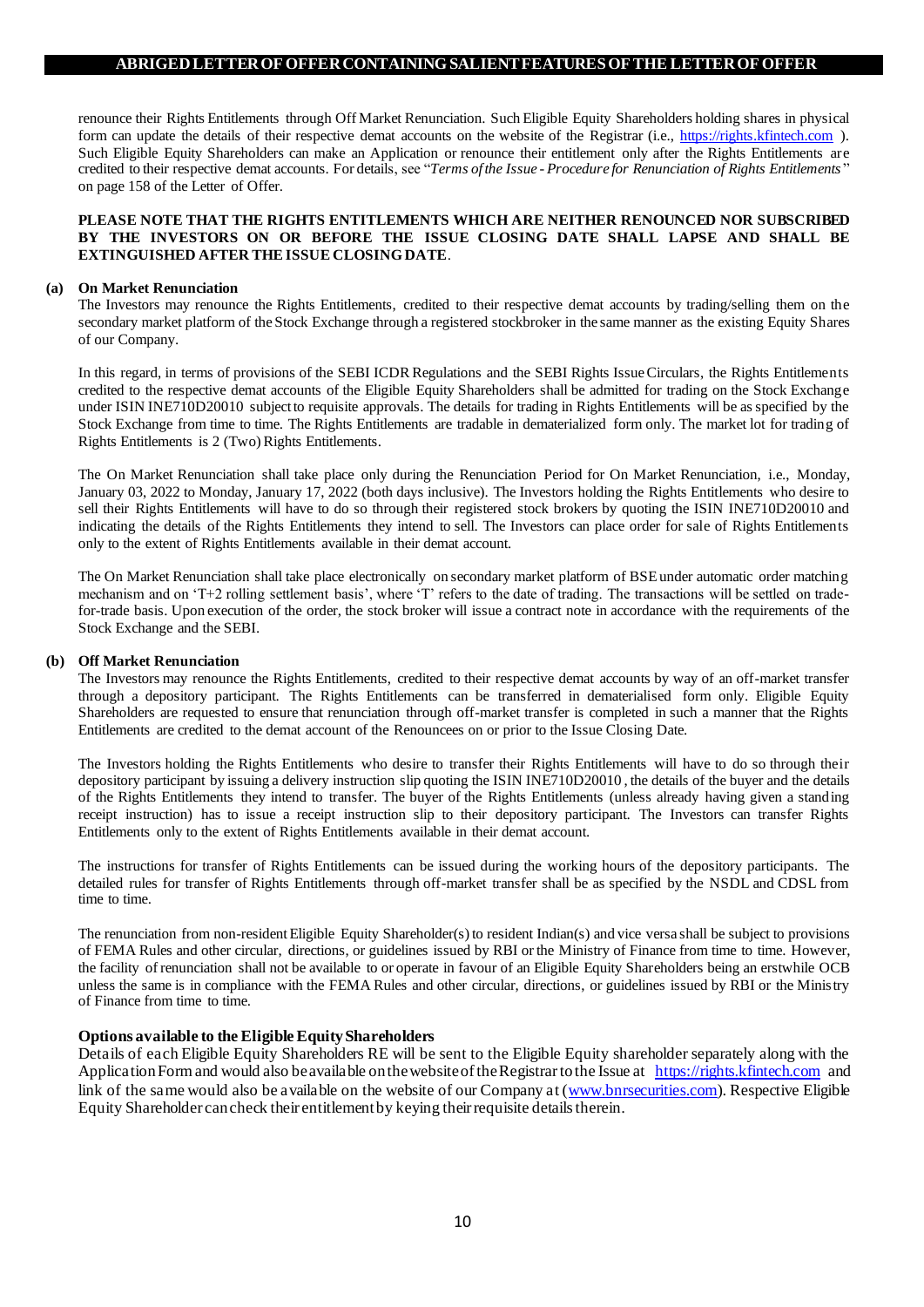renounce their Rights Entitlements through Off Market Renunciation. Such Eligible Equity Shareholders holding shares in physical form can update the details of their respective demat accounts on the website of the Registrar (i.e., https://rights.kfintech.com ). Such Eligible Equity Shareholders can make an Application or renounce their entitlement only after the Rights Entitlements are credited to their respective demat accounts. For details, see "*Terms of the Issue - Procedure for Renunciation of Rights Entitlements*" on page 158 of the Letter of Offer.

**PLEASE NOTE THAT THE RIGHTS ENTITLEMENTS WHICH ARE NEITHER RENOUNCED NOR SUBSCRIBED BY THE INVESTORS ON OR BEFORE THE ISSUE CLOSING DATE SHALL LAPSE AND SHALL BE EXTINGUISHED AFTER THE ISSUE CLOSING DATE**.

**(a) On Market Renunciation**

The Investors may renounce the Rights Entitlements, credited to their respective demat accounts by trading/selling them on the secondary market platform of the Stock Exchange through a registered stockbroker in the same manner as the existing Equity Shares of our Company.

In this regard, in terms of provisions of the SEBI ICDR Regulations and the SEBI Rights Issue Circulars, the Rights Entitlements credited to the respective demat accounts of the Eligible Equity Shareholders shall be admitted for trading on the Stock Exchange under ISIN INE710D20010 subject to requisite approvals. The details for trading in Rights Entitlements will be as specified by the Stock Exchange from time to time. The Rights Entitlements are tradable in dematerialized form only. The market lot for trading of Rights Entitlements is 2 (Two) Rights Entitlements.

The On Market Renunciation shall take place only during the Renunciation Period for On Market Renunciation, i.e., Monday, January 03, 2022 to Monday, January 17, 2022 (both days inclusive). The Investors holding the Rights Entitlements who desire to sell their Rights Entitlements will have to do so through their registered stock brokers by quoting the ISIN INE710D20010 and indicating the details of the Rights Entitlements they intend to sell. The Investors can place order for sale of Rights Entitlements only to the extent of Rights Entitlements available in their demat account.

The On Market Renunciation shall take place electronically on secondary market platform of BSE under automatic order matching mechanism and on 'T+2 rolling settlement basis', where 'T' refers to the date of trading. The transactions will be settled on trade-for-trade basis. Upon execution of the order, the stock broker will issue a contract note in accordance with the requirements of the Stock Exchange and the SEBI.

**(b) Off Market Renunciation**

The Investors may renounce the Rights Entitlements, credited to their respective demat accounts by way of an off-market transfer through a depository participant. The Rights Entitlements can be transferred in dematerialised form only. Eligible Equity Shareholders are requested to ensure that renunciation through off-market transfer is completed in such a manner that the Rights Entitlements are credited to the demat account of the Renouncees on or prior to the Issue Closing Date.

The Investors holding the Rights Entitlements who desire to transfer their Rights Entitlements will have to do so through their depository participant by issuing a delivery instruction slip quoting the ISIN INE710D20010 , the details of the buyer and the details of the Rights Entitlements they intend to transfer. The buyer of the Rights Entitlements (unless already having given a standing receipt instruction) has to issue a receipt instruction slip to their depository participant. The Investors can transfer Rights Entitlements only to the extent of Rights Entitlements available in their demat account.

The instructions for transfer of Rights Entitlements can be issued during the working hours of the depository participants. The detailed rules for transfer of Rights Entitlements through off-market transfer shall be as specified by the NSDL and CDSL from time to time.

The renunciation from non-resident Eligible Equity Shareholder(s) to resident Indian(s) and vice versa shall be subject to provisions of FEMA Rules and other circular, directions, or guidelines issued by RBI or the Ministry of Finance from time to time. However, the facility of renunciation shall not be available to or operate in favour of an Eligible Equity Shareholders being an erstwhile OCB unless the same is in compliance with the FEMA Rules and other circular, directions, or guidelines issued by RBI or the Ministry of Finance from time to time.

**Options available to the Eligible Equity Shareholders**

Details of each Eligible Equity Shareholders RE will be sent to the Eligible Equity shareholder separately along with the Application Form and would also be available on the website of the Registrar to the Issue at https://rights.kfintech.com and link of the same would also be available on the website of our Company at (www.bnrsecurities.com). Respective Eligible Equity Shareholder can check their entitlement by keying their requisite details therein.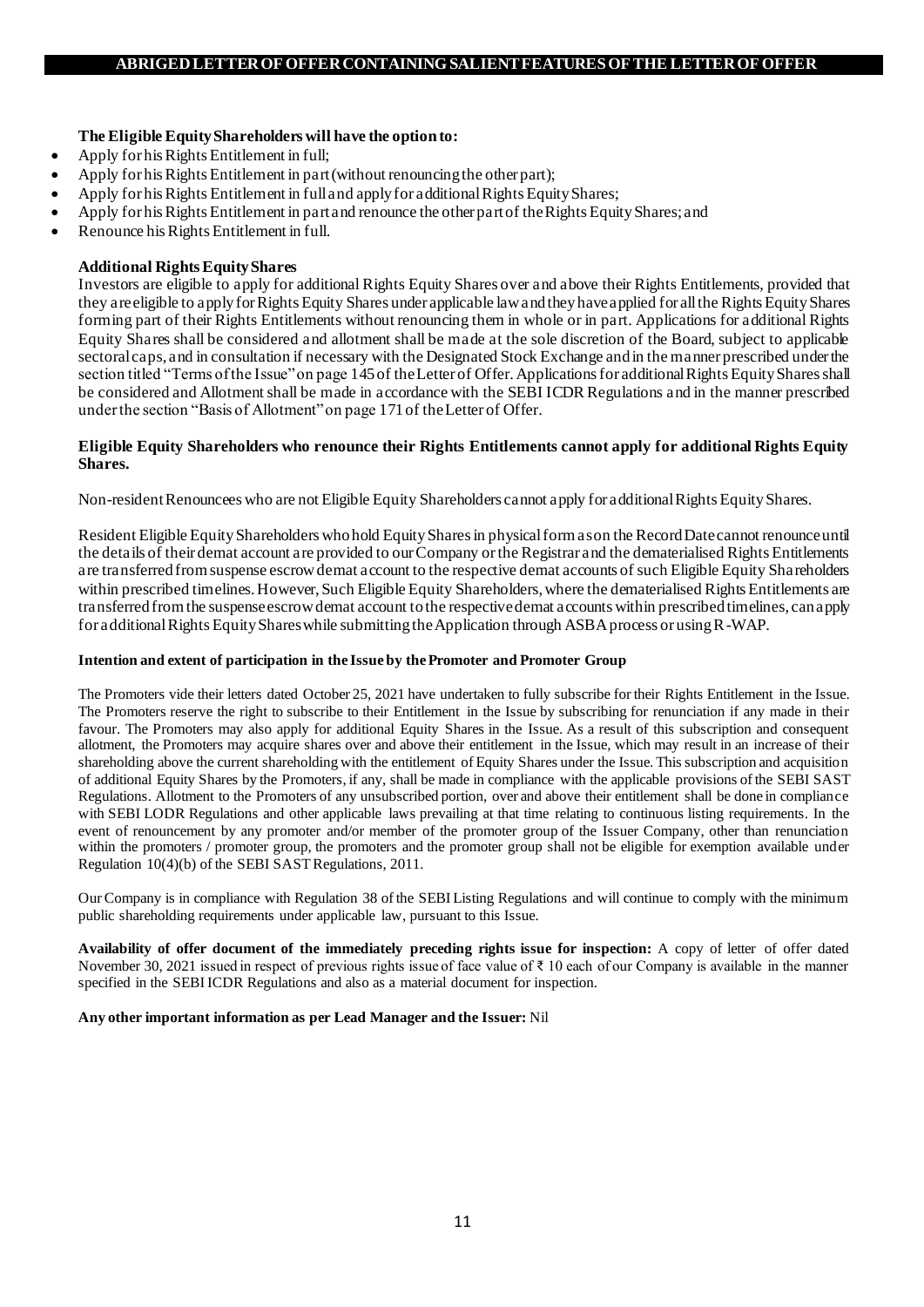**The Eligible Equity Shareholders will have the option to:**

- Apply for his Rights Entitlement in full;
- Apply for his Rights Entitlement in part (without renouncing the other part);
- Apply for his Rights Entitlement in full and apply for additional Rights Equity Shares;
- Apply for his Rights Entitlement in part and renounce the other part of the Rights Equity Shares; and
- Renounce his Rights Entitlement in full.

**Additional Rights Equity Shares**

Investors are eligible to apply for additional Rights Equity Shares over and above their Rights Entitlements, provided that they are eligible to apply for Rights Equity Shares under applicable law and they have applied for all the Rights Equity Shares forming part of their Rights Entitlements without renouncing them in whole or in part. Applications for additional Rights Equity Shares shall be considered and allotment shall be made at the sole discretion of the Board, subject to applicable sectoral caps, and in consultation if necessary with the Designated Stock Exchange and in the manner prescribed under the section titled "Terms of the Issue" on page 145 of the Letter of Offer. Applications for additional Rights Equity Shares shall be considered and Allotment shall be made in accordance with the SEBI ICDR Regulations and in the manner prescribed under the section "Basis of Allotment" on page 171 of the Letter of Offer.

**Eligible Equity Shareholders who renounce their Rights Entitlements cannot apply for additional Rights Equity Shares.**

Non-resident Renouncees who are not Eligible Equity Shareholders cannot apply for additional Rights Equity Shares.

Resident Eligible Equity Shareholders who hold Equity Shares in physical form as on the Record Date cannot renounce until the details of their demat account are provided to our Company or the Registrar and the dematerialised Rights Entitlements are transferred from suspense escrow demat account to the respective demat accounts of such Eligible Equity Shareholders within prescribed timelines. However, Such Eligible Equity Shareholders, where the dematerialised Rights Entitlements are transferred from the suspense escrow demat account to the respective demat accounts within prescribed timelines, can apply for additional Rights Equity Shares while submitting the Application through ASBA process or using R-WAP.

**Intention and extent of participation in the Issue by the Promoter and Promoter Group**

The Promoters vide their letters dated October 25, 2021 have undertaken to fully subscribe for their Rights Entitlement in the Issue. The Promoters reserve the right to subscribe to their Entitlement in the Issue by subscribing for renunciation if any made in their favour. The Promoters may also apply for additional Equity Shares in the Issue. As a result of this subscription and consequent allotment, the Promoters may acquire shares over and above their entitlement in the Issue, which may result in an increase of their shareholding above the current shareholding with the entitlement of Equity Shares under the Issue. This subscription and acquisition of additional Equity Shares by the Promoters, if any, shall be made in compliance with the applicable provisions of the SEBI SAST Regulations. Allotment to the Promoters of any unsubscribed portion, over and above their entitlement shall be done in compliance with SEBI LODR Regulations and other applicable laws prevailing at that time relating to continuous listing requirements. In the event of renouncement by any promoter and/or member of the promoter group of the Issuer Company, other than renunciation within the promoters / promoter group, the promoters and the promoter group shall not be eligible for exemption available under Regulation 10(4)(b) of the SEBI SAST Regulations, 2011.

Our Company is in compliance with Regulation 38 of the SEBI Listing Regulations and will continue to comply with the minimum public shareholding requirements under applicable law, pursuant to this Issue.

**Availability of offer document of the immediately preceding rights issue for inspection:** A copy of letter of offer dated November 30, 2021 issued in respect of previous rights issue of face value of ₹ 10 each of our Company is available in the manner specified in the SEBI ICDR Regulations and also as a material document for inspection.

**Any other important information as per Lead Manager and the Issuer:** Nil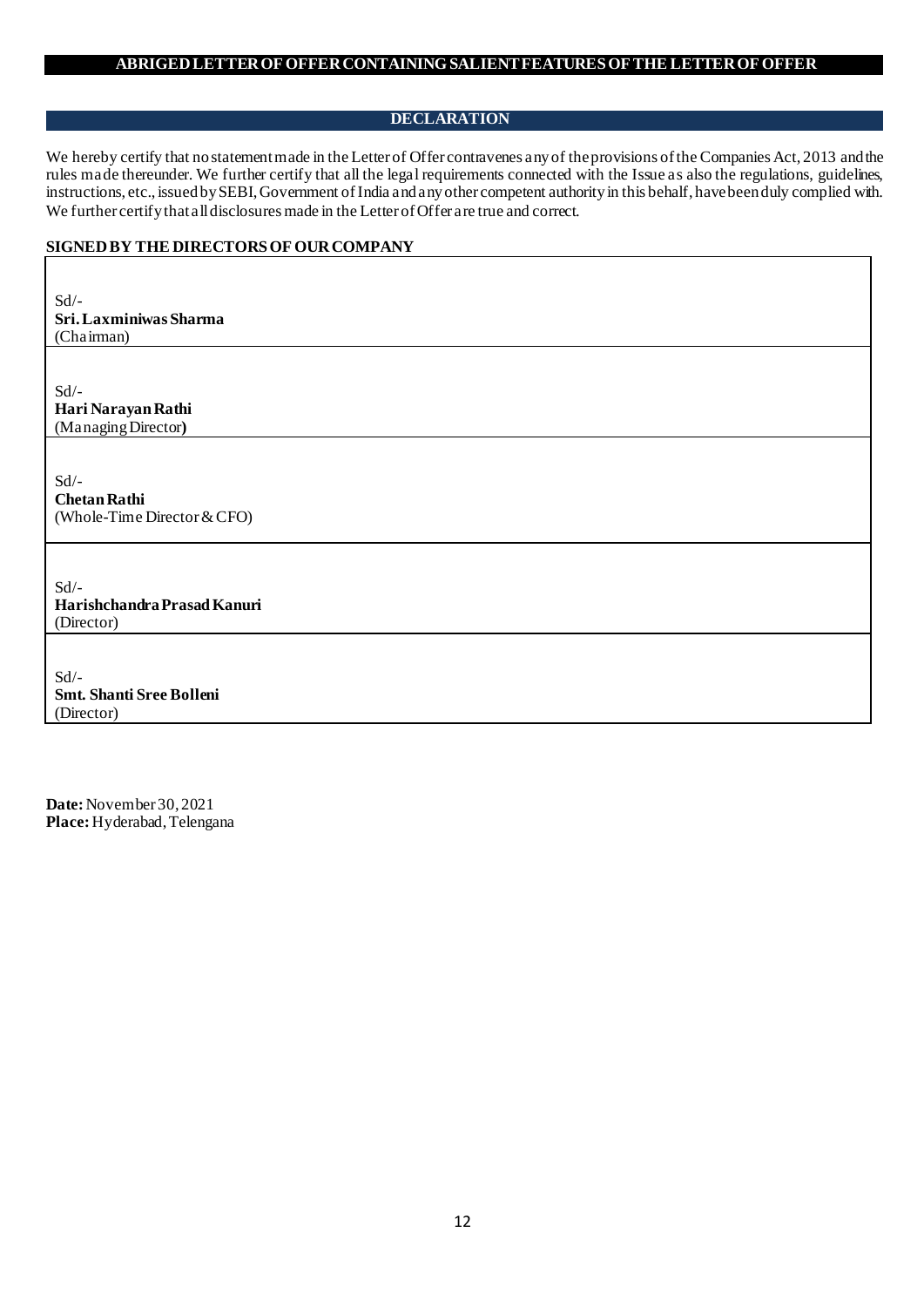# ABRIGED LETTER OF OFFER CONTAINING SALIENT FEATURES OF THE LETTER OF OFFER

## DECLARATION

We hereby certify that no statement made in the Letter of Offer contravenes any of the provisions of the Companies Act, 2013 and the rules made thereunder. We further certify that all the legal requirements connected with the Issue as also the regulations, guidelines, instructions, etc., issued by SEBI, Government of India and any other competent authority in this behalf, have been duly complied with. We further certify that all disclosures made in the Letter of Offer are true and correct.

**SIGNED BY THE DIRECTORS OF OUR COMPANY**

| |
|---|
| Sd/-<br>**Sri. Laxminiwas Sharma**<br>(Chairman) |
| Sd/-<br>**Hari Narayan Rathi**<br>(Managing Director) |
| Sd/-<br>**Chetan Rathi**<br>(Whole-Time Director & CFO) |
| Sd/-<br>**Harishchandra Prasad Kanuri**<br>(Director) |
| Sd/-<br>**Smt. Shanti Sree Bolleni**<br>(Director) |

**Date:** November 30, 2021
**Place:** Hyderabad, Telengana